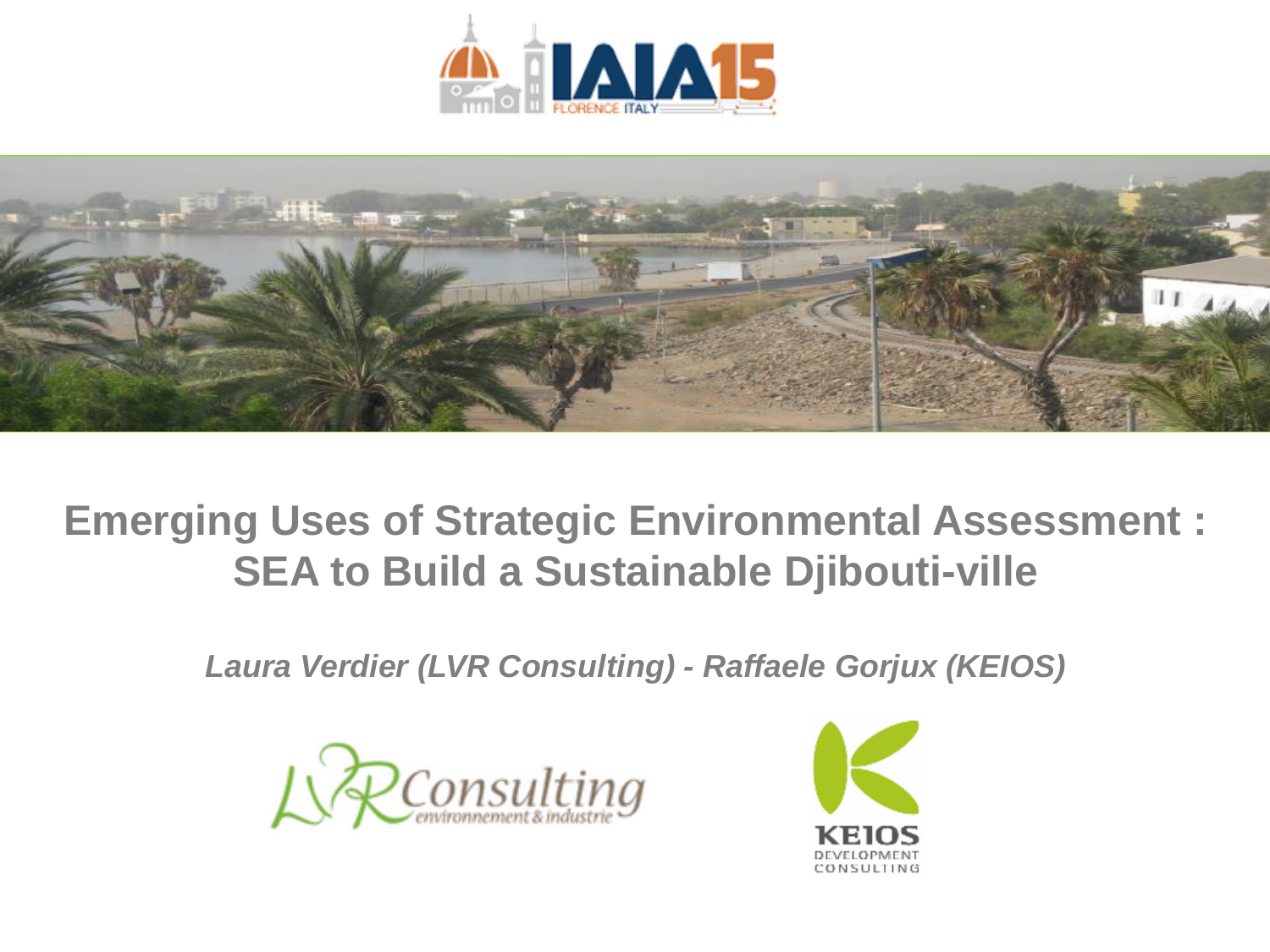# Emerging Uses of Strategic Environmental Assessment : SEA to Build a Sustainable Djibouti-ville

*Laura Verdier (LVR Consulting) - Raffaele Gorjux (KEIOS)*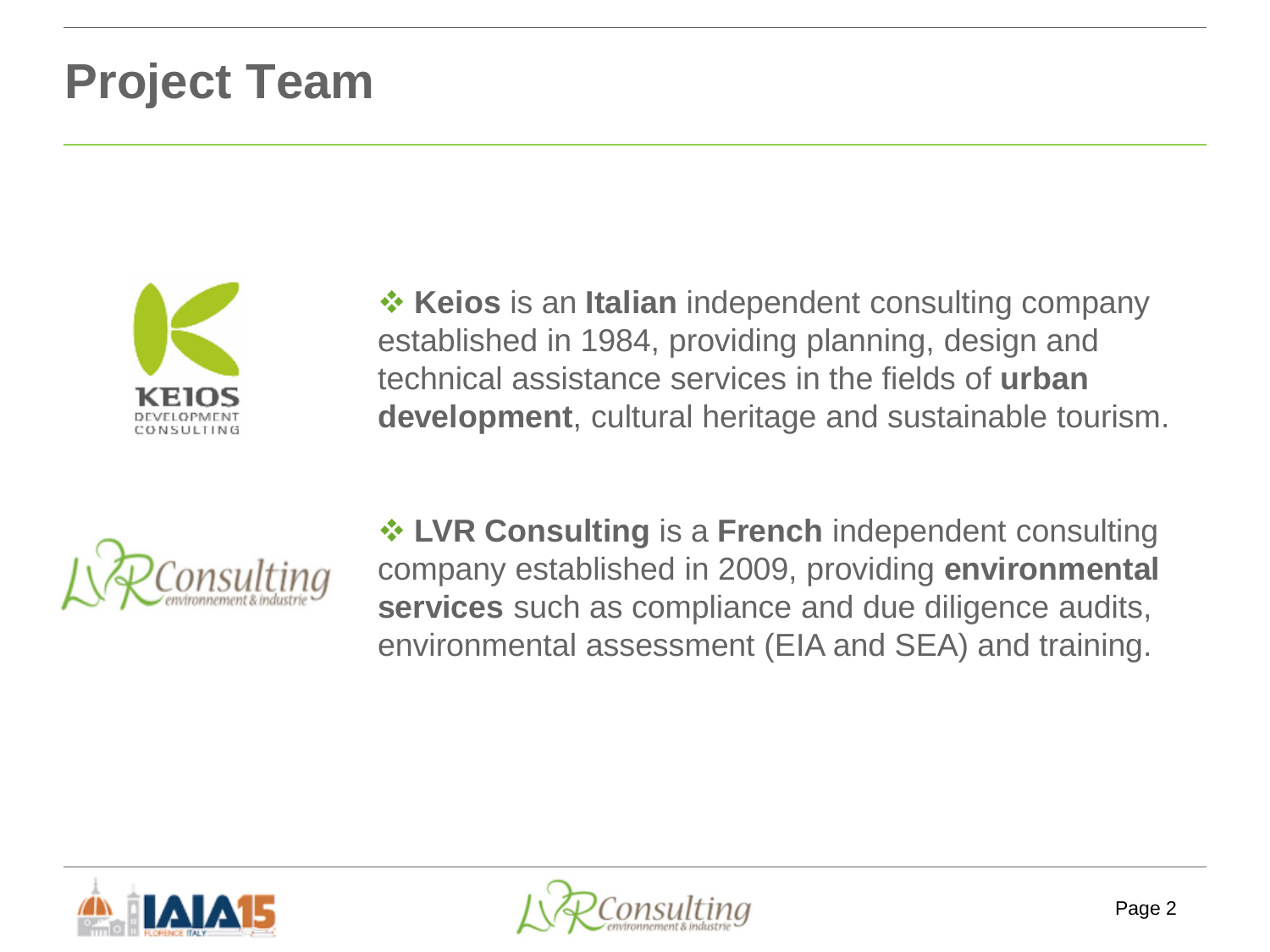# Project Team

- **Keios** is an **Italian** independent consulting company established in 1984, providing planning, design and technical assistance services in the fields of **urban development**, cultural heritage and sustainable tourism.

- **LVR Consulting** is a **French** independent consulting company established in 2009, providing **environmental services** such as compliance and due diligence audits, environmental assessment (EIA and SEA) and training.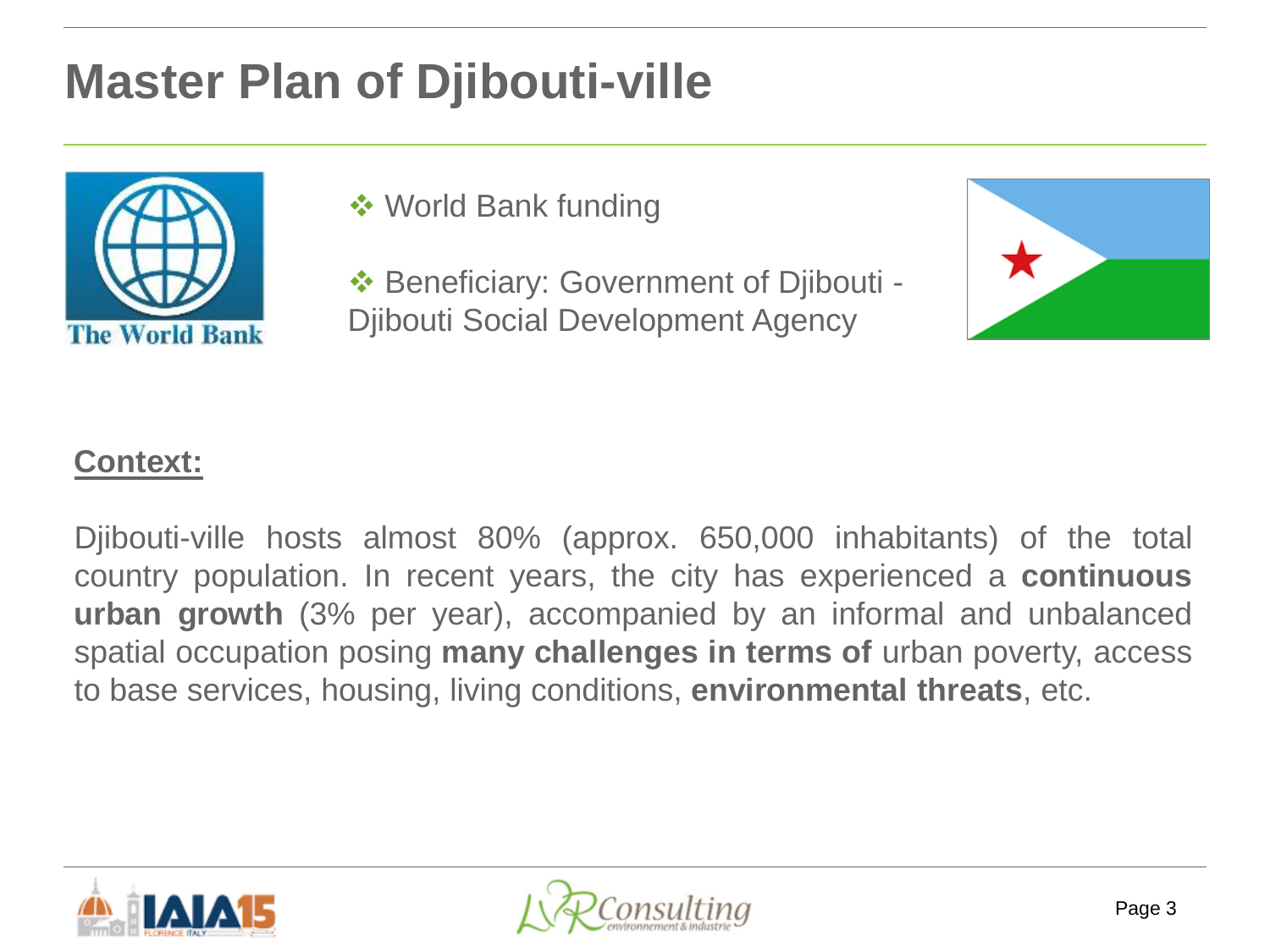# Master Plan of Djibouti-ville

- World Bank funding
- Beneficiary: Government of Djibouti - Djibouti Social Development Agency

**Context:**

Djibouti-ville hosts almost 80% (approx. 650,000 inhabitants) of the total country population. In recent years, the city has experienced a **continuous urban growth** (3% per year), accompanied by an informal and unbalanced spatial occupation posing **many challenges in terms of** urban poverty, access to base services, housing, living conditions, **environmental threats**, etc.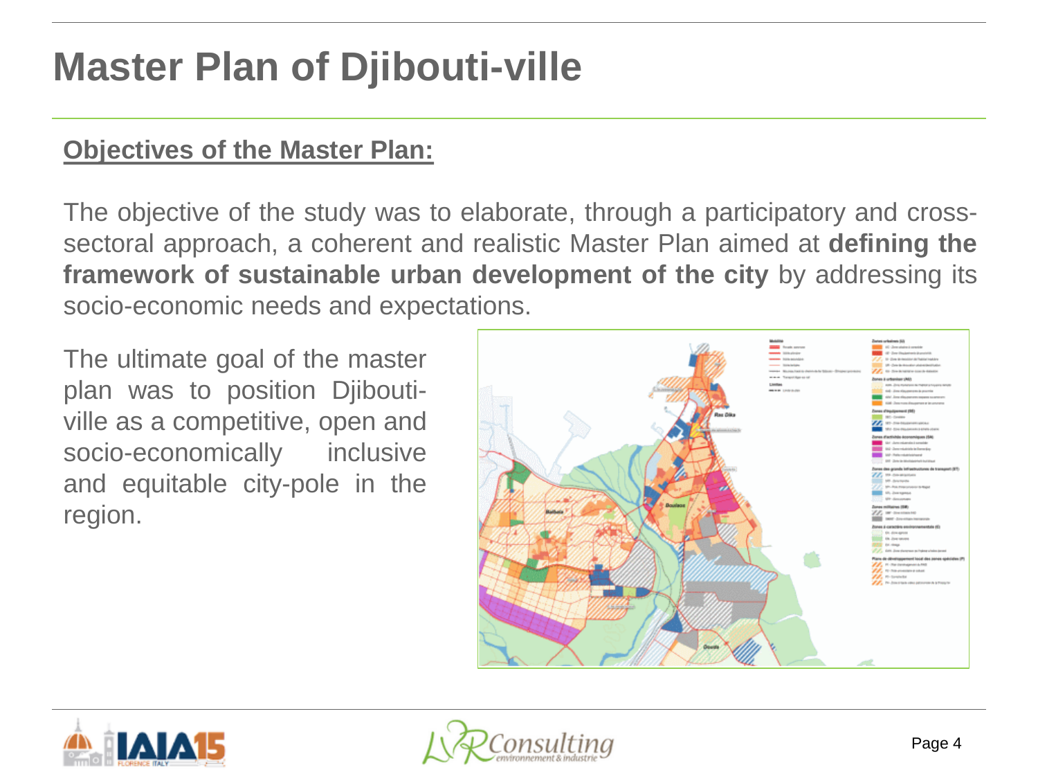# Master Plan of Djibouti-ville

## Objectives of the Master Plan:

The objective of the study was to elaborate, through a participatory and cross-sectoral approach, a coherent and realistic Master Plan aimed at **defining the framework of sustainable urban development of the city** by addressing its socio-economic needs and expectations.

The ultimate goal of the master plan was to position Djibouti-ville as a competitive, open and socio-economically inclusive and equitable city-pole in the region.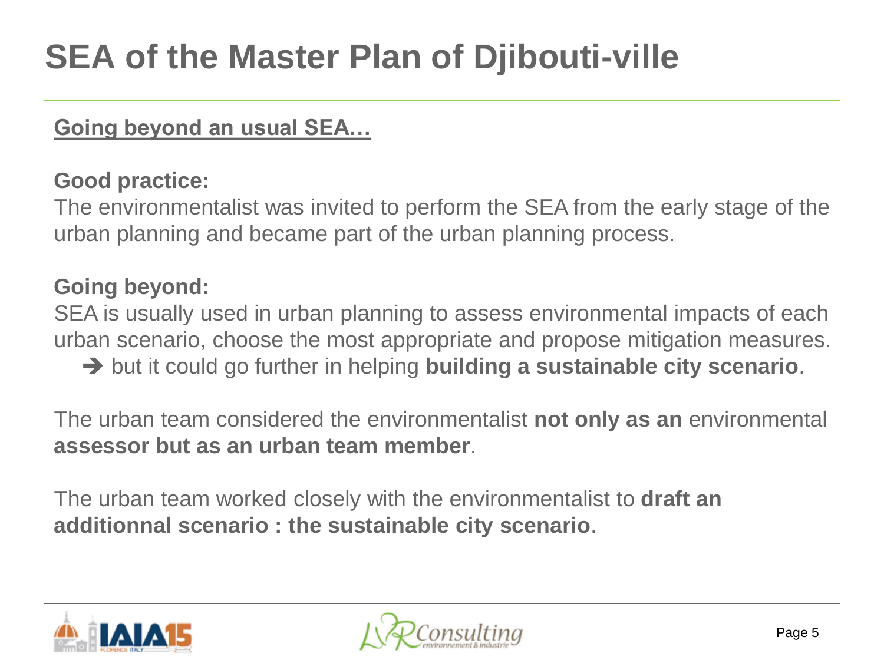# SEA of the Master Plan of Djibouti-ville

## Going beyond an usual SEA…

**Good practice:**
The environmentalist was invited to perform the SEA from the early stage of the urban planning and became part of the urban planning process.

**Going beyond:**
SEA is usually used in urban planning to assess environmental impacts of each urban scenario, choose the most appropriate and propose mitigation measures.

➔ but it could go further in helping **building a sustainable city scenario**.

The urban team considered the environmentalist **not only as an** environmental **assessor but as an urban team member**.

The urban team worked closely with the environmentalist to **draft an additionnal scenario : the sustainable city scenario**.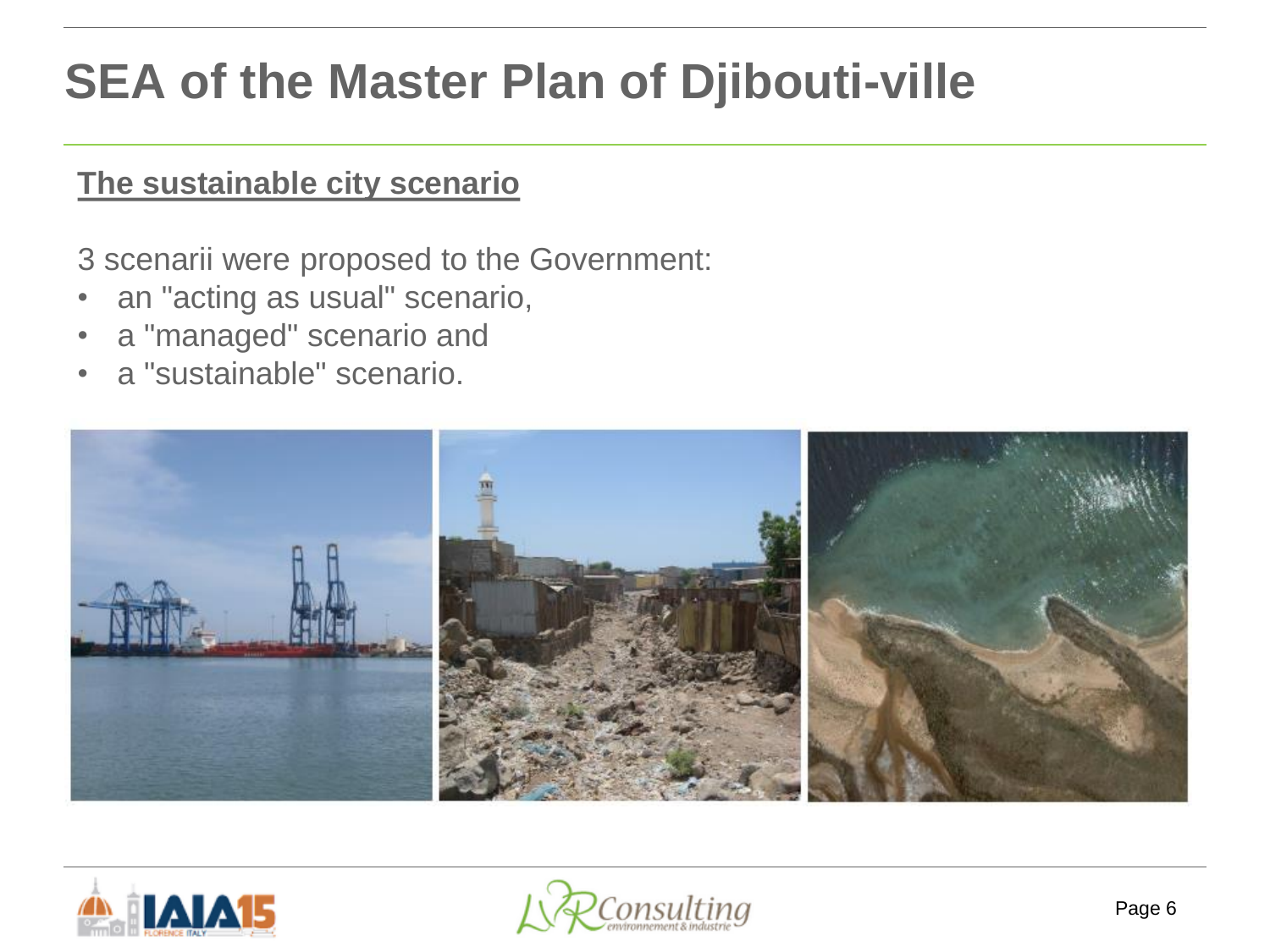# SEA of the Master Plan of Djibouti-ville

## The sustainable city scenario

3 scenarii were proposed to the Government:

- an "acting as usual" scenario,
- a "managed" scenario and
- a "sustainable" scenario.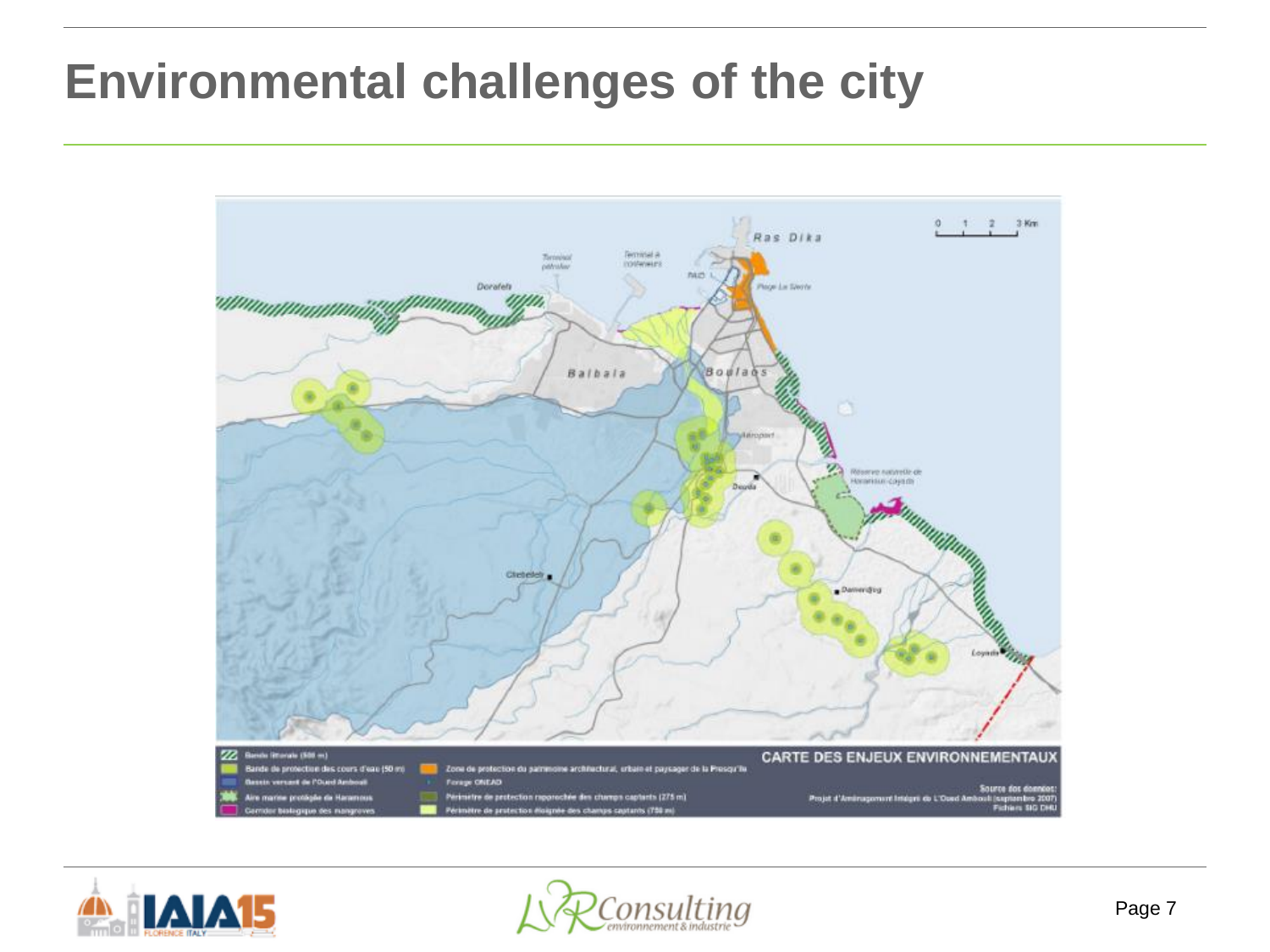# Environmental challenges of the city

**CARTE DES ENJEUX ENVIRONNEMENTAUX**

- Bande littorale (500 m)
- Bande de protection des cours d'eau (50 m)
- Bassin versant de l'Oued Ambouli
- Aire marine protégée de Haramous
- Corridor biologique des mangroves
- Zone de protection du patrimoine architectural, urbain et paysager de la Presqu'île
- Forage ONEAD
- Périmètre de protection rapprochée des champs captants (275 m)
- Périmètre de protection éloignée des champs captants (750 m)

Source des données:
Projet d'Aménagement Intégré de L'Oued Ambouli (septembre 2007)
Fichiers SIG DHU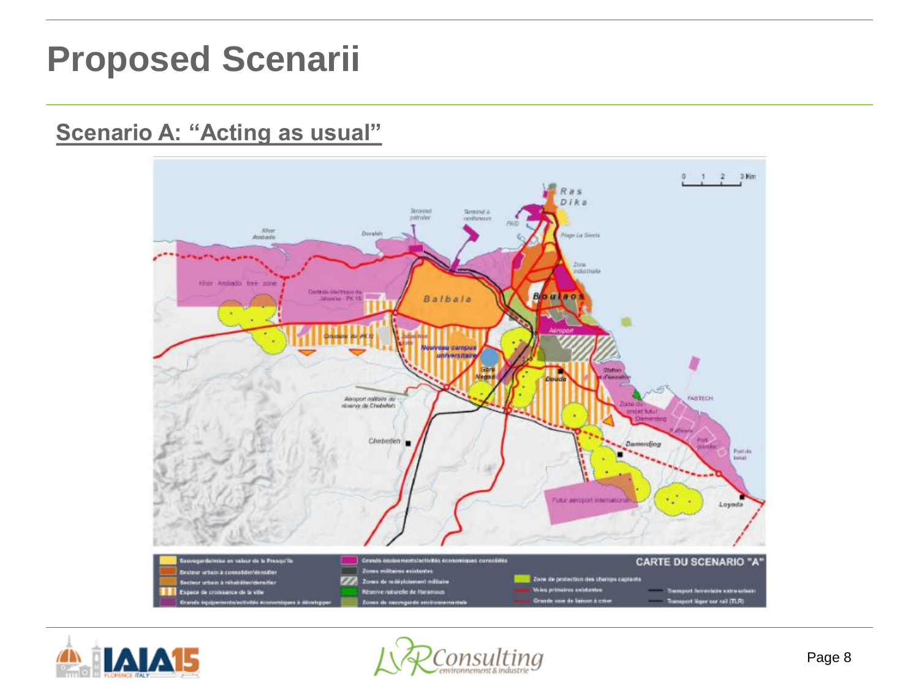# Proposed Scenarii

## Scenario A: "Acting as usual"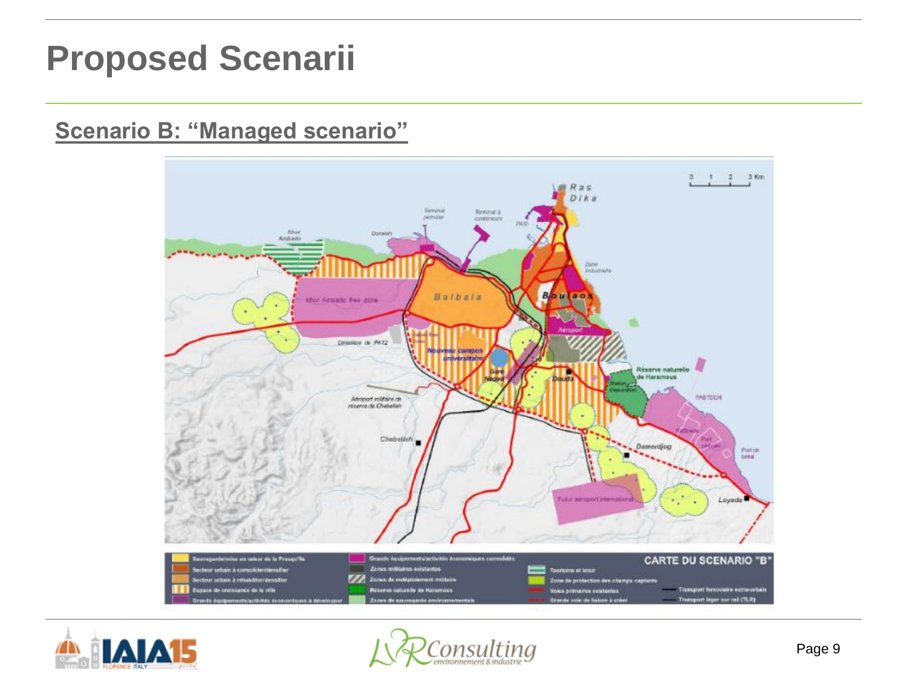# Proposed Scenarii

## Scenario B: "Managed scenario"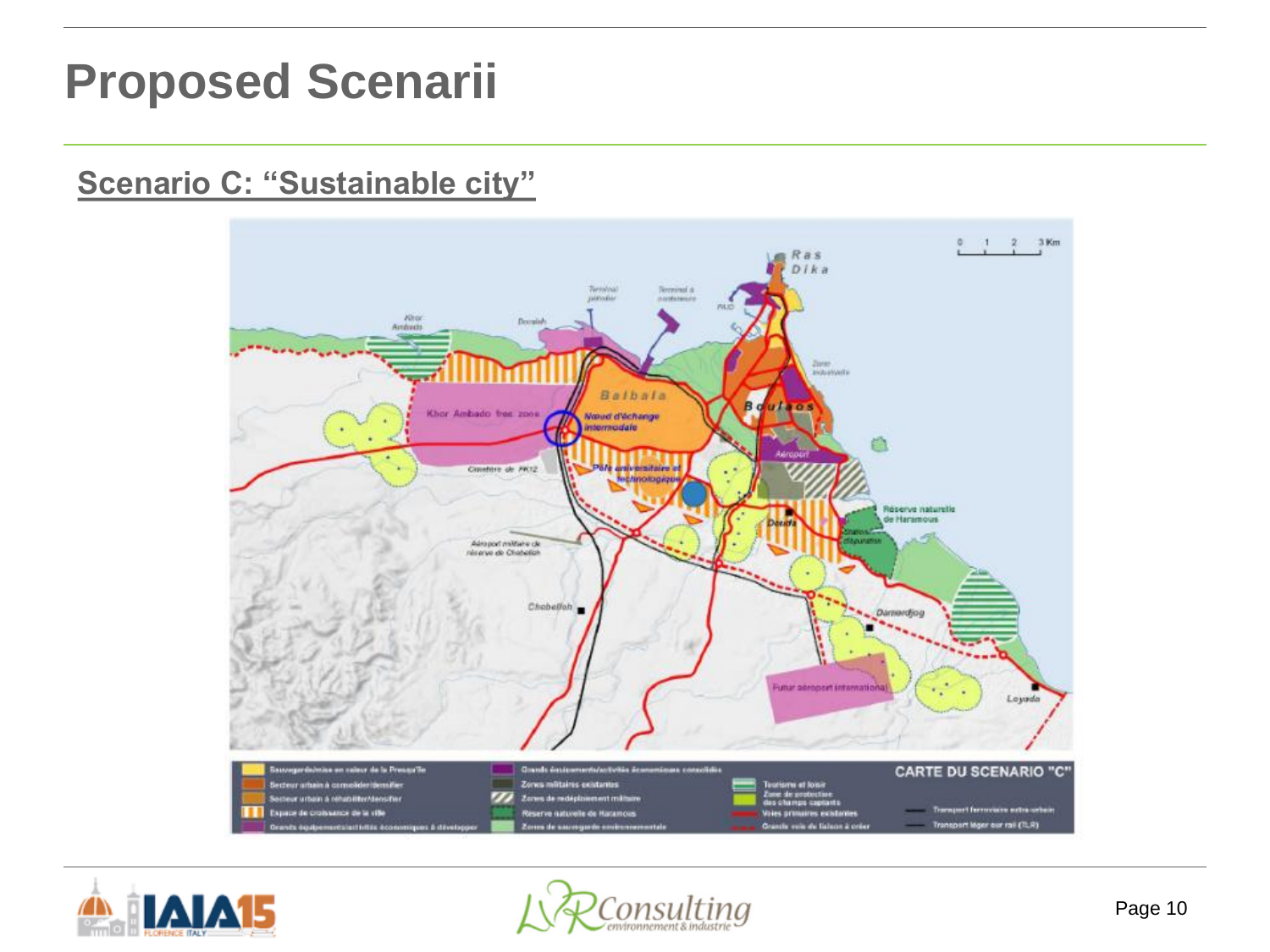# Proposed Scenarii

## Scenario C: "Sustainable city"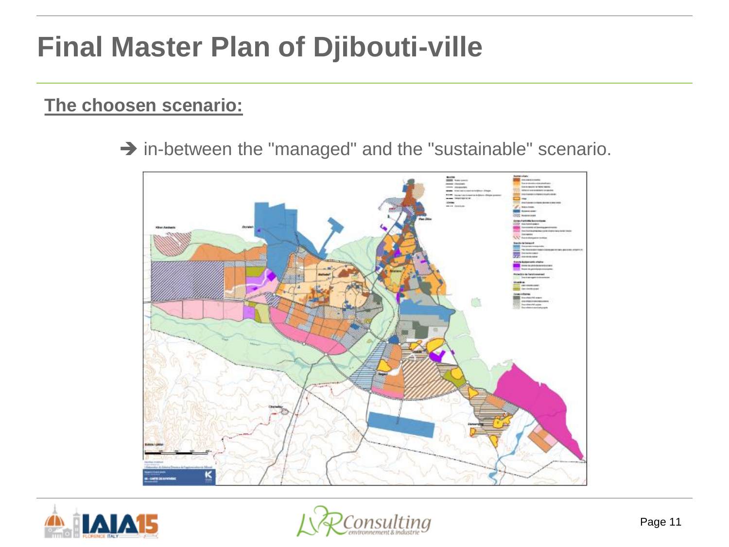# Final Master Plan of Djibouti-ville

**The choosen scenario:**

➔ in-between the "managed" and the "sustainable" scenario.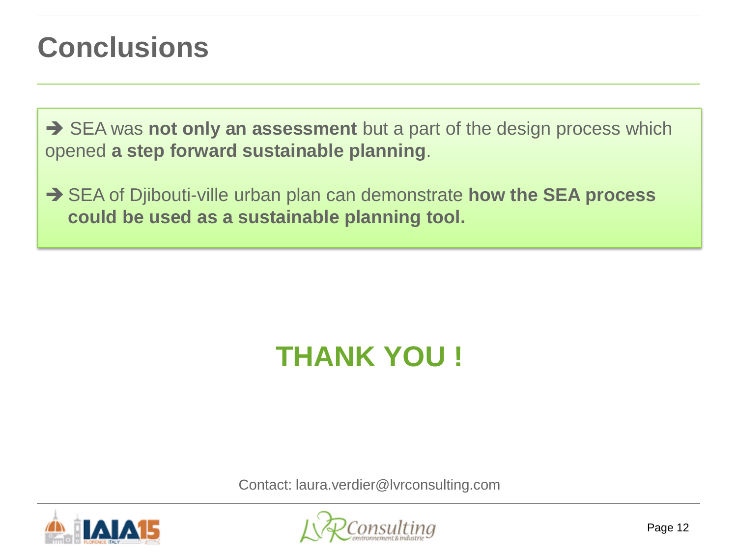# Conclusions

➔ SEA was **not only an assessment** but a part of the design process which opened **a step forward sustainable planning**.

➔ SEA of Djibouti-ville urban plan can demonstrate **how the SEA process could be used as a sustainable planning tool.**

**THANK YOU !**

Contact: laura.verdier@lvrconsulting.com